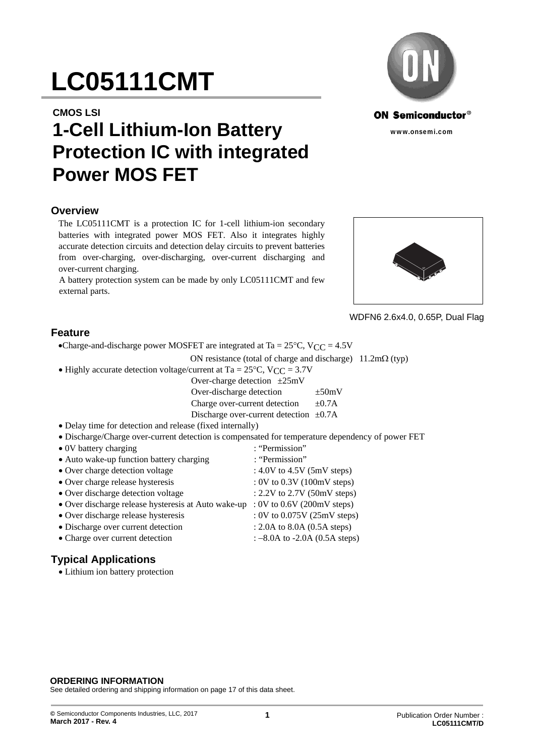# LC05111CMT

**CMOS LSI**

# 1-Cell Lithium-Ion Battery Protection IC with integrated Power MOS FET

ON Semiconductor®

www.onsemi.com

WDFN6 2.6x4.0, 0.65P, Dual Flag

## Overview

The LC05111CMT is a protection IC for 1-cell lithium-ion secondary batteries with integrated power MOS FET. Also it integrates highly accurate detection circuits and detection delay circuits to prevent batteries from over-charging, over-discharging, over-current discharging and over-current charging.

A battery protection system can be made by only LC05111CMT and few external parts.

## Feature

- Charge-and-discharge power MOSFET are integrated at Ta = 25°C, $V_{CC}$ = 4.5V
  ON resistance (total of charge and discharge) 11.2mΩ (typ)
- Highly accurate detection voltage/current at Ta = 25°C, $V_{CC}$ = 3.7V
  - Over-charge detection ±25mV
  - Over-discharge detection ±50mV
  - Charge over-current detection ±0.7A
  - Discharge over-current detection ±0.7A
- Delay time for detection and release (fixed internally)
- Discharge/Charge over-current detection is compensated for temperature dependency of power FET
- 0V battery charging : "Permission"
- Auto wake-up function battery charging : "Permission"
- Over charge detection voltage : 4.0V to 4.5V (5mV steps)
- Over charge release hysteresis : 0V to 0.3V (100mV steps)
- Over discharge detection voltage : 2.2V to 2.7V (50mV steps)
- Over discharge release hysteresis at Auto wake-up : 0V to 0.6V (200mV steps)
- Over discharge release hysteresis : 0V to 0.075V (25mV steps)
- Discharge over current detection : 2.0A to 8.0A (0.5A steps)
- Charge over current detection : –8.0A to -2.0A (0.5A steps)

## Typical Applications

- Lithium ion battery protection

**ORDERING INFORMATION**
See detailed ordering and shipping information on page 17 of this data sheet.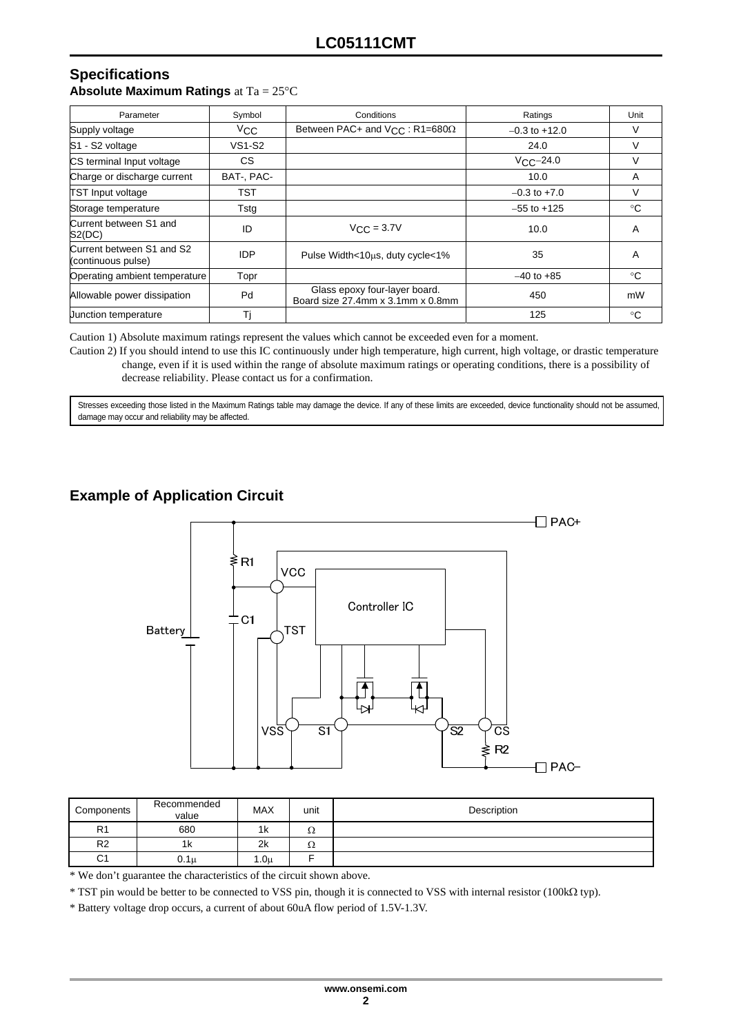## Specifications

**Absolute Maximum Ratings** at Ta = 25°C

| Parameter | Symbol | Conditions | Ratings | Unit |
|---|---|---|---|---|
| Supply voltage | $V_{CC}$ | Between PAC+ and $V_{CC}$ : R1=680Ω | −0.3 to +12.0 | V |
| S1 - S2 voltage | VS1-S2 | | 24.0 | V |
| CS terminal Input voltage | CS | | $V_{CC}$−24.0 | V |
| Charge or discharge current | BAT-, PAC- | | 10.0 | A |
| TST Input voltage | TST | | −0.3 to +7.0 | V |
| Storage temperature | Tstg | | −55 to +125 | °C |
| Current between S1 and S2(DC) | ID | $V_{CC}$ = 3.7V | 10.0 | A |
| Current between S1 and S2 (continuous pulse) | IDP | Pulse Width<10μs, duty cycle<1% | 35 | A |
| Operating ambient temperature | Topr | | −40 to +85 | °C |
| Allowable power dissipation | Pd | Glass epoxy four-layer board. Board size 27.4mm x 3.1mm x 0.8mm | 450 | mW |
| Junction temperature | Tj | | 125 | °C |

Caution 1) Absolute maximum ratings represent the values which cannot be exceeded even for a moment.

Caution 2) If you should intend to use this IC continuously under high temperature, high current, high voltage, or drastic temperature change, even if it is used within the range of absolute maximum ratings or operating conditions, there is a possibility of decrease reliability. Please contact us for a confirmation.

Stresses exceeding those listed in the Maximum Ratings table may damage the device. If any of these limits are exceeded, device functionality should not be assumed, damage may occur and reliability may be affected.

## Example of Application Circuit

| Components | Recommended value | MAX | unit | Description |
|---|---|---|---|---|
| R1 | 680 | 1k | Ω | |
| R2 | 1k | 2k | Ω | |
| C1 | 0.1μ | 1.0μ | F | |

\* We don't guarantee the characteristics of the circuit shown above.

\* TST pin would be better to be connected to VSS pin, though it is connected to VSS with internal resistor (100kΩ typ).

\* Battery voltage drop occurs, a current of about 60uA flow period of 1.5V-1.3V.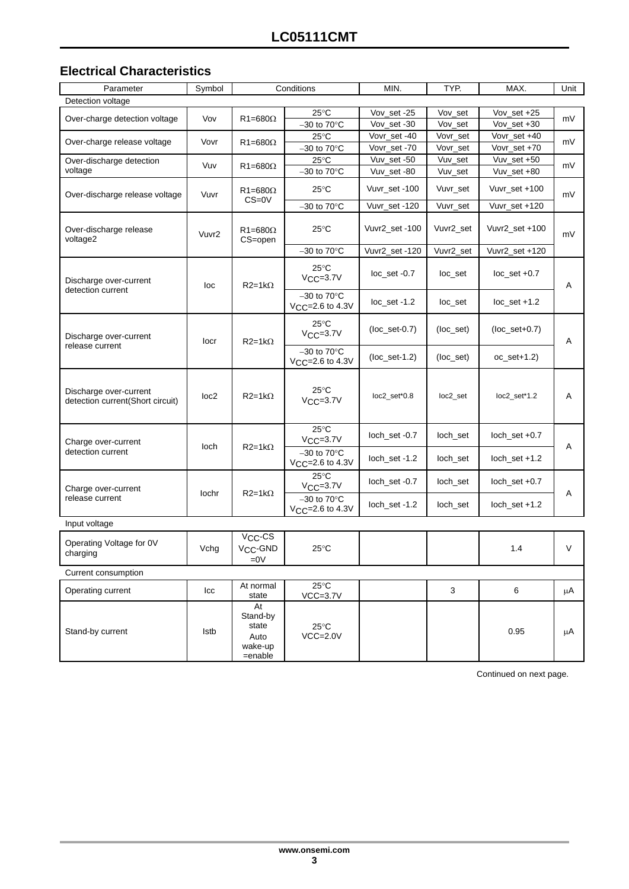## Electrical Characteristics

| Parameter | Symbol | Conditions | | MIN. | TYP. | MAX. | Unit |
|---|---|---|---|---|---|---|---|
| Detection voltage | | | | | | | |
| Over-charge detection voltage | Vov | R1=680Ω | 25°C | Vov_set -25 | Vov_set | Vov_set +25 | mV |
| | | | −30 to 70°C | Vov_set -30 | Vov_set | Vov_set +30 | |
| Over-charge release voltage | Vovr | R1=680Ω | 25°C | Vovr_set -40 | Vovr_set | Vovr_set +40 | mV |
| | | | −30 to 70°C | Vovr_set -70 | Vovr_set | Vovr_set +70 | |
| Over-discharge detection voltage | Vuv | R1=680Ω | 25°C | Vuv_set -50 | Vuv_set | Vuv_set +50 | mV |
| | | | −30 to 70°C | Vuv_set -80 | Vuv_set | Vuv_set +80 | |
| Over-discharge release voltage | Vuvr | R1=680Ω CS=0V | 25°C | Vuvr_set -100 | Vuvr_set | Vuvr_set +100 | mV |
| | | | −30 to 70°C | Vuvr_set -120 | Vuvr_set | Vuvr_set +120 | |
| Over-discharge release voltage2 | Vuvr2 | R1=680Ω CS=open | 25°C | Vuvr2_set -100 | Vuvr2_set | Vuvr2_set +100 | mV |
| | | | −30 to 70°C | Vuvr2_set -120 | Vuvr2_set | Vuvr2_set +120 | |
| Discharge over-current detection current | Ioc | R2=1kΩ | 25°C $V_{CC}$=3.7V | Ioc_set -0.7 | Ioc_set | Ioc_set +0.7 | A |
| | | | −30 to 70°C $V_{CC}$=2.6 to 4.3V | Ioc_set -1.2 | Ioc_set | Ioc_set +1.2 | |
| Discharge over-current release current | Iocr | R2=1kΩ | 25°C $V_{CC}$=3.7V | (Ioc_set-0.7) | (Ioc_set) | (Ioc_set+0.7) | A |
| | | | −30 to 70°C $V_{CC}$=2.6 to 4.3V | (Ioc_set-1.2) | (Ioc_set) | oc_set+1.2) | |
| Discharge over-current detection current(Short circuit) | Ioc2 | R2=1kΩ | 25°C $V_{CC}$=3.7V | Ioc2_set*0.8 | Ioc2_set | Ioc2_set*1.2 | A |
| Charge over-current detection current | Ioch | R2=1kΩ | 25°C $V_{CC}$=3.7V | Ioch_set -0.7 | Ioch_set | Ioch_set +0.7 | A |
| | | | −30 to 70°C $V_{CC}$=2.6 to 4.3V | Ioch_set -1.2 | Ioch_set | Ioch_set +1.2 | |
| Charge over-current release current | Iochr | R2=1kΩ | 25°C $V_{CC}$=3.7V | Ioch_set -0.7 | Ioch_set | Ioch_set +0.7 | A |
| | | | −30 to 70°C $V_{CC}$=2.6 to 4.3V | Ioch_set -1.2 | Ioch_set | Ioch_set +1.2 | |
| Input voltage | | | | | | | |
| Operating Voltage for 0V charging | Vchg | $V_{CC}$-CS $V_{CC}$-GND =0V | 25°C | | | 1.4 | V |
| Current consumption | | | | | | | |
| Operating current | Icc | At normal state | 25°C VCC=3.7V | | 3 | 6 | μA |
| Stand-by current | Istb | At Stand-by state Auto wake-up =enable | 25°C VCC=2.0V | | | 0.95 | μA |

Continued on next page.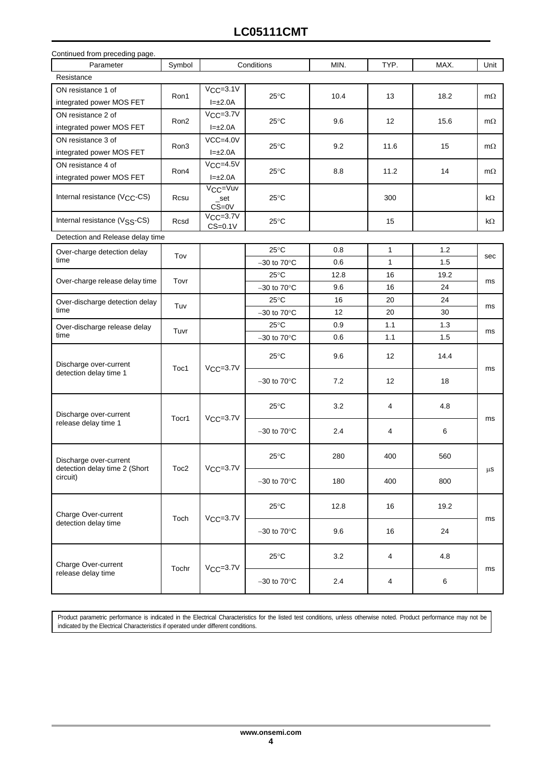# LC05111CMT

Continued from preceding page.

| Parameter | Symbol | Conditions | | MIN. | TYP. | MAX. | Unit |
|---|---|---|---|---|---|---|---|
| Resistance | | | | | | | |
| ON resistance 1 of integrated power MOS FET | Ron1 | $V_{CC}$=3.1V I=±2.0A | 25°C | 10.4 | 13 | 18.2 | mΩ |
| ON resistance 2 of integrated power MOS FET | Ron2 | $V_{CC}$=3.7V I=±2.0A | 25°C | 9.6 | 12 | 15.6 | mΩ |
| ON resistance 3 of integrated power MOS FET | Ron3 | VCC=4.0V I=±2.0A | 25°C | 9.2 | 11.6 | 15 | mΩ |
| ON resistance 4 of integrated power MOS FET | Ron4 | $V_{CC}$=4.5V I=±2.0A | 25°C | 8.8 | 11.2 | 14 | mΩ |
| Internal resistance ($V_{CC}$-CS) | Rcsu | $V_{CC}$=Vuv_set CS=0V | 25°C | | 300 | | kΩ |
| Internal resistance ($V_{SS}$-CS) | Rcsd | $V_{CC}$=3.7V CS=0.1V | 25°C | | 15 | | kΩ |
| Detection and Release delay time | | | | | | | |
| Over-charge detection delay time | Tov | | 25°C | 0.8 | 1 | 1.2 | sec |
| | | | −30 to 70°C | 0.6 | 1 | 1.5 | |
| Over-charge release delay time | Tovr | | 25°C | 12.8 | 16 | 19.2 | ms |
| | | | −30 to 70°C | 9.6 | 16 | 24 | |
| Over-discharge detection delay time | Tuv | | 25°C | 16 | 20 | 24 | ms |
| | | | −30 to 70°C | 12 | 20 | 30 | |
| Over-discharge release delay time | Tuvr | | 25°C | 0.9 | 1.1 | 1.3 | ms |
| | | | −30 to 70°C | 0.6 | 1.1 | 1.5 | |
| Discharge over-current detection delay time 1 | Toc1 | $V_{CC}$=3.7V | 25°C | 9.6 | 12 | 14.4 | ms |
| | | | −30 to 70°C | 7.2 | 12 | 18 | |
| Discharge over-current release delay time 1 | Tocr1 | $V_{CC}$=3.7V | 25°C | 3.2 | 4 | 4.8 | ms |
| | | | −30 to 70°C | 2.4 | 4 | 6 | |
| Discharge over-current detection delay time 2 (Short circuit) | Toc2 | $V_{CC}$=3.7V | 25°C | 280 | 400 | 560 | μs |
| | | | −30 to 70°C | 180 | 400 | 800 | |
| Charge Over-current detection delay time | Toch | $V_{CC}$=3.7V | 25°C | 12.8 | 16 | 19.2 | ms |
| | | | −30 to 70°C | 9.6 | 16 | 24 | |
| Charge Over-current release delay time | Tochr | $V_{CC}$=3.7V | 25°C | 3.2 | 4 | 4.8 | ms |
| | | | −30 to 70°C | 2.4 | 4 | 6 | |

Product parametric performance is indicated in the Electrical Characteristics for the listed test conditions, unless otherwise noted. Product performance may not be indicated by the Electrical Characteristics if operated under different conditions.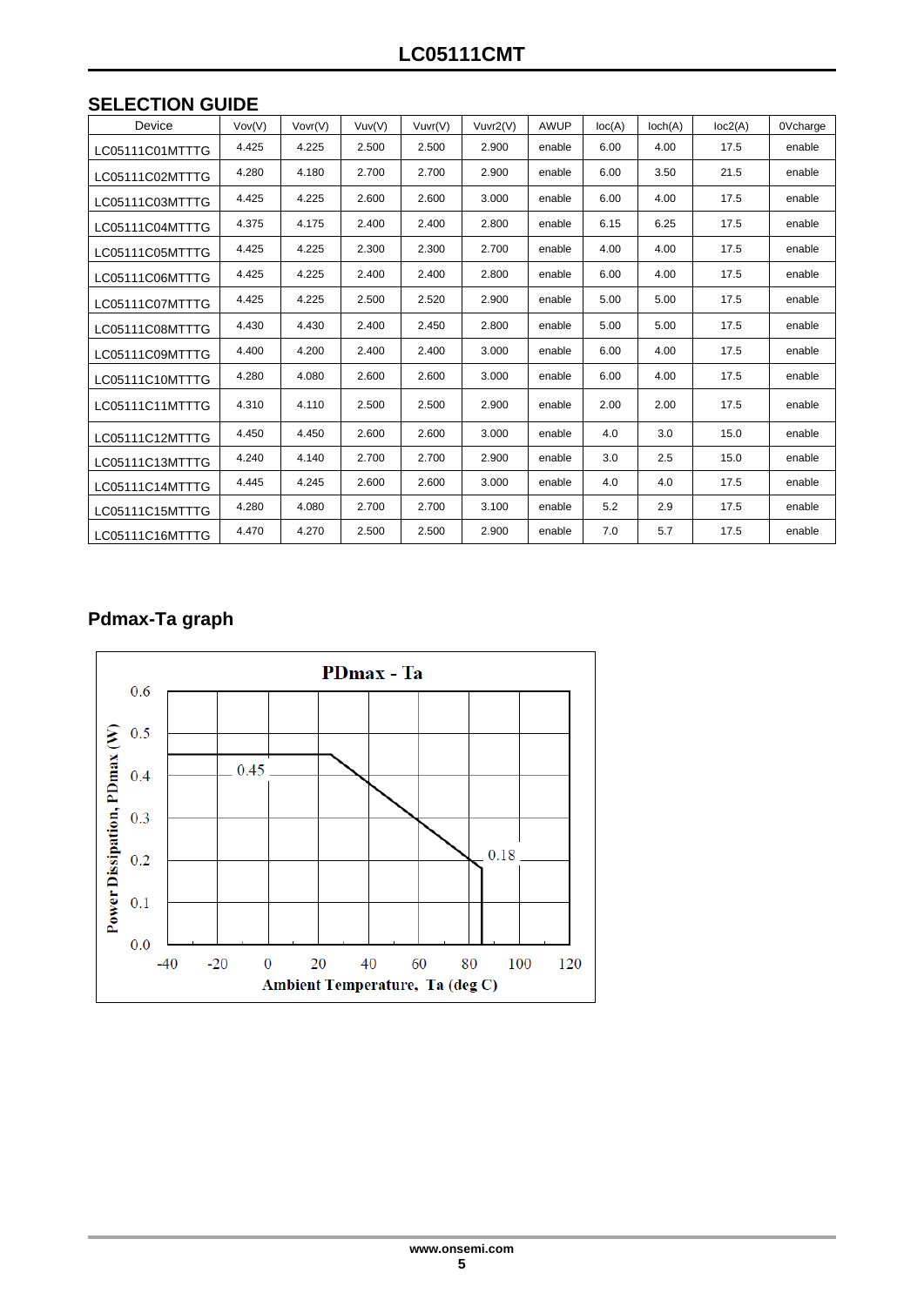## SELECTION GUIDE

| Device | Vov(V) | Vovr(V) | Vuv(V) | Vuvr(V) | Vuvr2(V) | AWUP | Ioc(A) | Ioch(A) | Ioc2(A) | 0Vcharge |
|---|---|---|---|---|---|---|---|---|---|---|
| LC05111C01MTTTG | 4.425 | 4.225 | 2.500 | 2.500 | 2.900 | enable | 6.00 | 4.00 | 17.5 | enable |
| LC05111C02MTTTG | 4.280 | 4.180 | 2.700 | 2.700 | 2.900 | enable | 6.00 | 3.50 | 21.5 | enable |
| LC05111C03MTTTG | 4.425 | 4.225 | 2.600 | 2.600 | 3.000 | enable | 6.00 | 4.00 | 17.5 | enable |
| LC05111C04MTTTG | 4.375 | 4.175 | 2.400 | 2.400 | 2.800 | enable | 6.15 | 6.25 | 17.5 | enable |
| LC05111C05MTTTG | 4.425 | 4.225 | 2.300 | 2.300 | 2.700 | enable | 4.00 | 4.00 | 17.5 | enable |
| LC05111C06MTTTG | 4.425 | 4.225 | 2.400 | 2.400 | 2.800 | enable | 6.00 | 4.00 | 17.5 | enable |
| LC05111C07MTTTG | 4.425 | 4.225 | 2.500 | 2.520 | 2.900 | enable | 5.00 | 5.00 | 17.5 | enable |
| LC05111C08MTTTG | 4.430 | 4.430 | 2.400 | 2.450 | 2.800 | enable | 5.00 | 5.00 | 17.5 | enable |
| LC05111C09MTTTG | 4.400 | 4.200 | 2.400 | 2.400 | 3.000 | enable | 6.00 | 4.00 | 17.5 | enable |
| LC05111C10MTTTG | 4.280 | 4.080 | 2.600 | 2.600 | 3.000 | enable | 6.00 | 4.00 | 17.5 | enable |
| LC05111C11MTTTG | 4.310 | 4.110 | 2.500 | 2.500 | 2.900 | enable | 2.00 | 2.00 | 17.5 | enable |
| LC05111C12MTTTG | 4.450 | 4.450 | 2.600 | 2.600 | 3.000 | enable | 4.0 | 3.0 | 15.0 | enable |
| LC05111C13MTTTG | 4.240 | 4.140 | 2.700 | 2.700 | 2.900 | enable | 3.0 | 2.5 | 15.0 | enable |
| LC05111C14MTTTG | 4.445 | 4.245 | 2.600 | 2.600 | 3.000 | enable | 4.0 | 4.0 | 17.5 | enable |
| LC05111C15MTTTG | 4.280 | 4.080 | 2.700 | 2.700 | 3.100 | enable | 5.2 | 2.9 | 17.5 | enable |
| LC05111C16MTTTG | 4.470 | 4.270 | 2.500 | 2.500 | 2.900 | enable | 7.0 | 5.7 | 17.5 | enable |

## Pdmax-Ta graph

PDmax - Ta

Power Dissipation, PDmax (W) vs. Ambient Temperature, Ta (deg C): 0.45 W constant up to approx. 25°C, derating linearly to 0.18 W at approx. 85°C.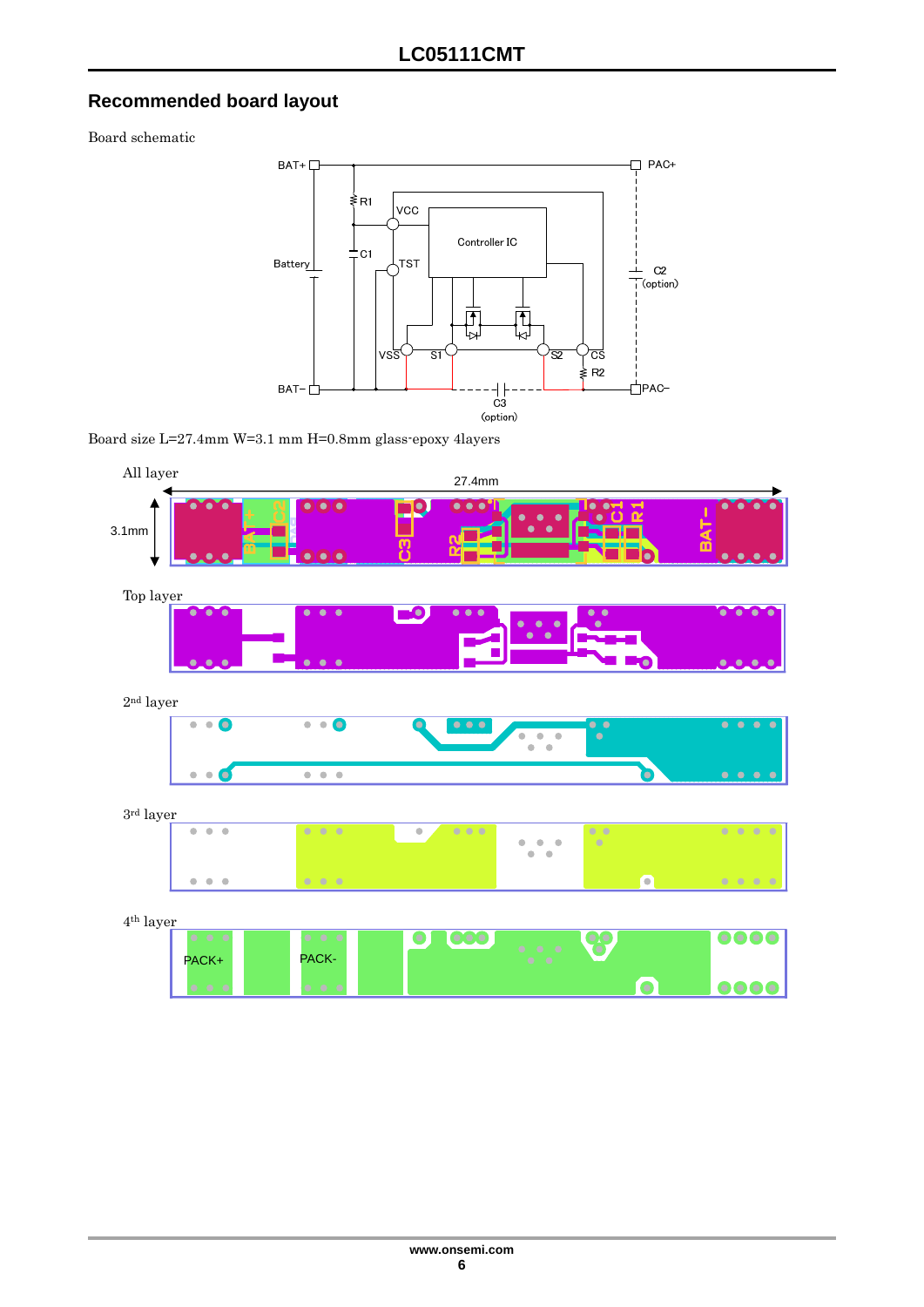## Recommended board layout

Board schematic

Board size L=27.4mm W=3.1 mm H=0.8mm glass-epoxy 4layers

All layer

Top layer

2nd layer

3rd layer

4th layer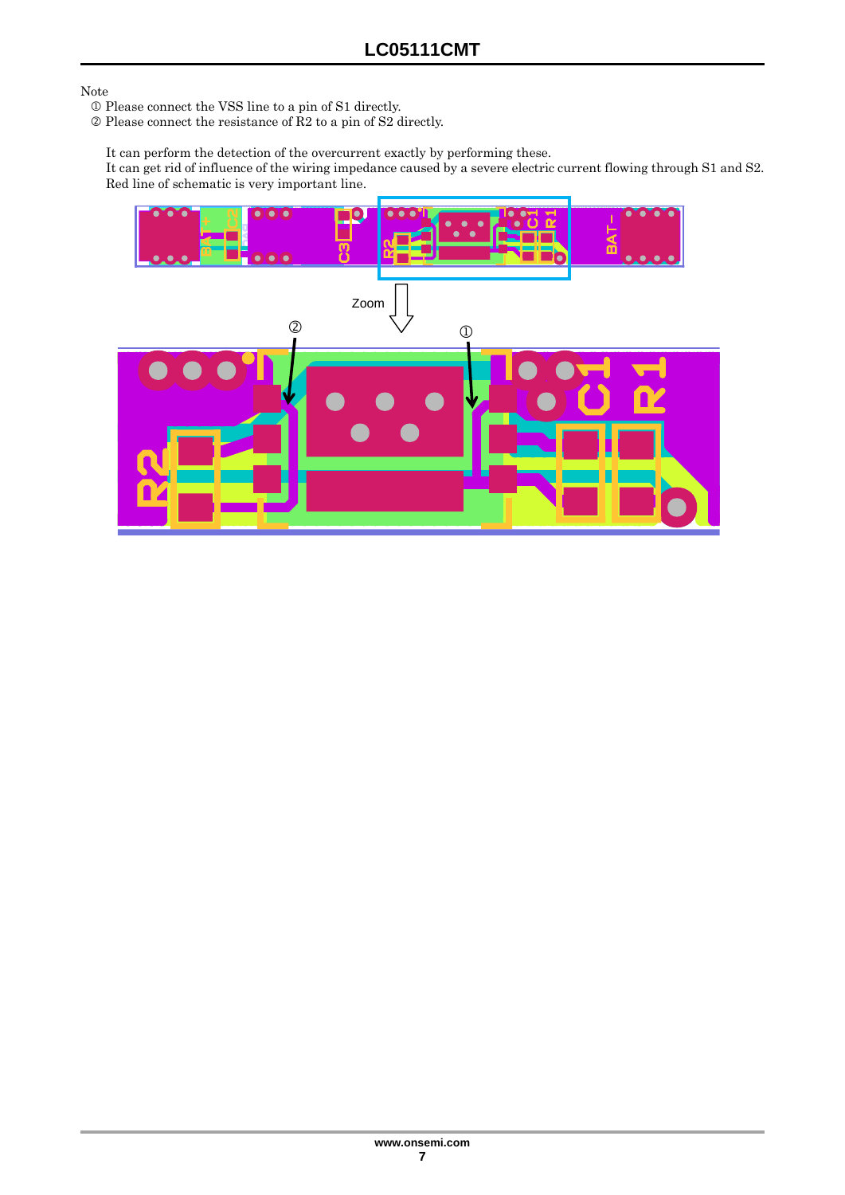Note

① Please connect the VSS line to a pin of S1 directly.

② Please connect the resistance of R2 to a pin of S2 directly.

It can perform the detection of the overcurrent exactly by performing these.
It can get rid of influence of the wiring impedance caused by a severe electric current flowing through S1 and S2.
Red line of schematic is very important line.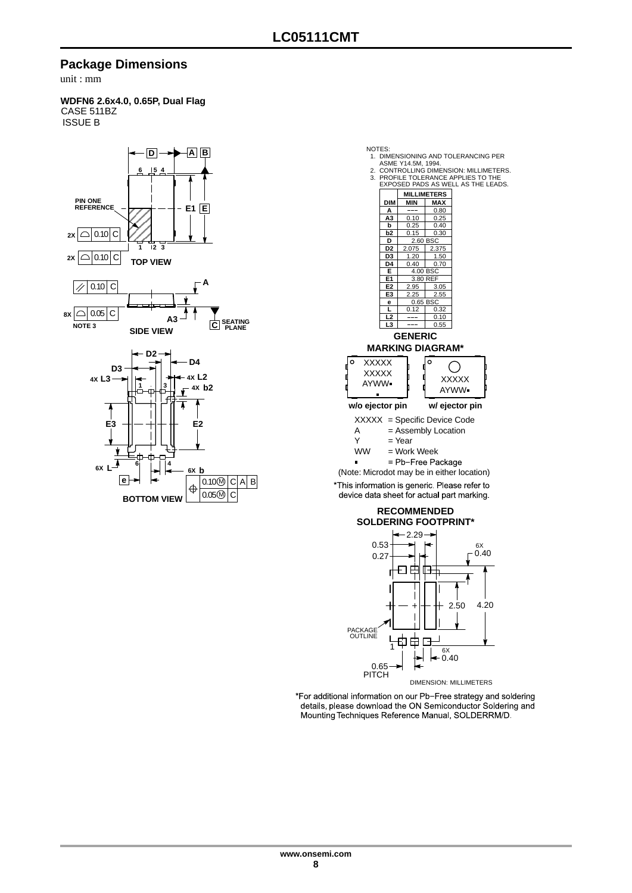## Package Dimensions

unit : mm

**WDFN6 2.6x4.0, 0.65P, Dual Flag**
CASE 511BZ
ISSUE B

NOTES:
1. DIMENSIONING AND TOLERANCING PER ASME Y14.5M, 1994.
2. CONTROLLING DIMENSION: MILLIMETERS.
3. PROFILE TOLERANCE APPLIES TO THE EXPOSED PADS AS WELL AS THE LEADS.

| DIM | MILLIMETERS MIN | MILLIMETERS MAX |
|---|---|---|
| A | −−− | 0.80 |
| A3 | 0.10 | 0.25 |
| b | 0.25 | 0.40 |
| b2 | 0.15 | 0.30 |
| D | 2.60 BSC | |
| D2 | 2.075 | 2.375 |
| D3 | 1.20 | 1.50 |
| D4 | 0.40 | 0.70 |
| E | 4.00 BSC | |
| E1 | 3.80 REF | |
| E2 | 2.95 | 3.05 |
| E3 | 2.25 | 2.55 |
| e | 0.65 BSC | |
| L | 0.12 | 0.32 |
| L2 | −−− | 0.10 |
| L3 | −−− | 0.55 |

TOP VIEW

SIDE VIEW

BOTTOM VIEW

### GENERIC MARKING DIAGRAM*

w/o ejector pin: XXXXX XXXXX AYWW▪

w/ ejector pin: XXXXX AYWW▪

XXXXX = Specific Device Code
A = Assembly Location
Y = Year
WW = Work Week
▪ = Pb−Free Package
(Note: Microdot may be in either location)

*This information is generic. Please refer to device data sheet for actual part marking.

### RECOMMENDED SOLDERING FOOTPRINT*

DIMENSION: MILLIMETERS

*For additional information on our Pb−Free strategy and soldering details, please download the ON Semiconductor Soldering and Mounting Techniques Reference Manual, SOLDERRM/D.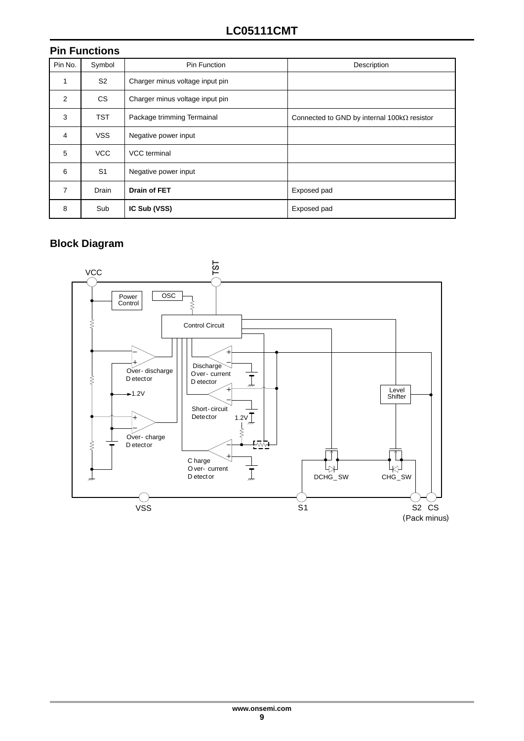## Pin Functions

| Pin No. | Symbol | Pin Function | Description |
|---|---|---|---|
| 1 | S2 | Charger minus voltage input pin | |
| 2 | CS | Charger minus voltage input pin | |
| 3 | TST | Package trimming Termainal | Connected to GND by internal 100kΩ resistor |
| 4 | VSS | Negative power input | |
| 5 | VCC | VCC terminal | |
| 6 | S1 | Negative power input | |
| 7 | Drain | **Drain of FET** | Exposed pad |
| 8 | Sub | **IC Sub (VSS)** | Exposed pad |

## Block Diagram

VCC TST Power Control OSC Control Circuit Over-discharge Detector 1.2V Discharge Over-current Detector Short-circuit Detector 1.2V Over-charge Detector Charge Over-current Detector Level Shifter DCHG_SW CHG_SW VSS S1 S2 CS (Pack minus)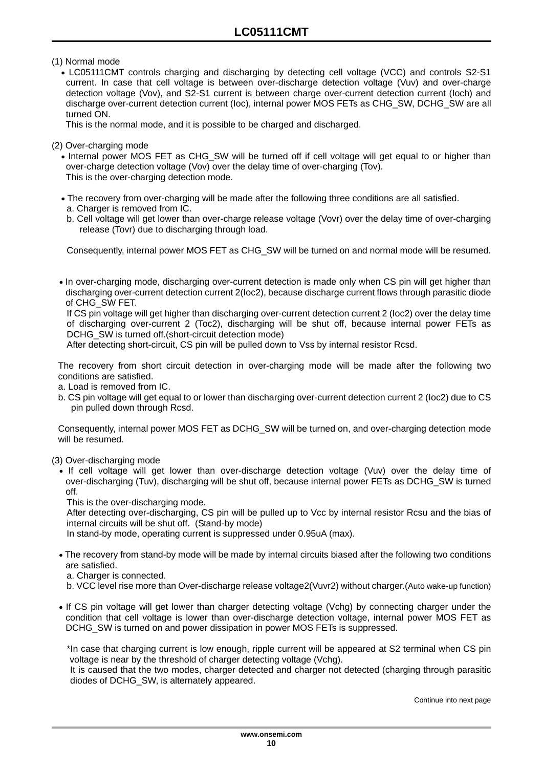(1) Normal mode

- LC05111CMT controls charging and discharging by detecting cell voltage (VCC) and controls S2-S1 current. In case that cell voltage is between over-discharge detection voltage (Vuv) and over-charge detection voltage (Vov), and S2-S1 current is between charge over-current detection current (Ioch) and discharge over-current detection current (Ioc), internal power MOS FETs as CHG_SW, DCHG_SW are all turned ON.
  This is the normal mode, and it is possible to be charged and discharged.

(2) Over-charging mode

- Internal power MOS FET as CHG_SW will be turned off if cell voltage will get equal to or higher than over-charge detection voltage (Vov) over the delay time of over-charging (Tov).
  This is the over-charging detection mode.

- The recovery from over-charging will be made after the following three conditions are all satisfied.
  a. Charger is removed from IC.
  b. Cell voltage will get lower than over-charge release voltage (Vovr) over the delay time of over-charging release (Tovr) due to discharging through load.

  Consequently, internal power MOS FET as CHG_SW will be turned on and normal mode will be resumed.

- In over-charging mode, discharging over-current detection is made only when CS pin will get higher than discharging over-current detection current 2(Ioc2), because discharge current flows through parasitic diode of CHG_SW FET.
  If CS pin voltage will get higher than discharging over-current detection current 2 (Ioc2) over the delay time of discharging over-current 2 (Toc2), discharging will be shut off, because internal power FETs as DCHG_SW is turned off.(short-circuit detection mode)
  After detecting short-circuit, CS pin will be pulled down to Vss by internal resistor Rcsd.

The recovery from short circuit detection in over-charging mode will be made after the following two conditions are satisfied.
a. Load is removed from IC.
b. CS pin voltage will get equal to or lower than discharging over-current detection current 2 (Ioc2) due to CS pin pulled down through Rcsd.

Consequently, internal power MOS FET as DCHG_SW will be turned on, and over-charging detection mode will be resumed.

(3) Over-discharging mode

- If cell voltage will get lower than over-discharge detection voltage (Vuv) over the delay time of over-discharging (Tuv), discharging will be shut off, because internal power FETs as DCHG_SW is turned off.
  This is the over-discharging mode.
  After detecting over-discharging, CS pin will be pulled up to Vcc by internal resistor Rcsu and the bias of internal circuits will be shut off. (Stand-by mode)
  In stand-by mode, operating current is suppressed under 0.95uA (max).

- The recovery from stand-by mode will be made by internal circuits biased after the following two conditions are satisfied.
  a. Charger is connected.
  b. VCC level rise more than Over-discharge release voltage2(Vuvr2) without charger.(Auto wake-up function)

- If CS pin voltage will get lower than charger detecting voltage (Vchg) by connecting charger under the condition that cell voltage is lower than over-discharge detection voltage, internal power MOS FET as DCHG_SW is turned on and power dissipation in power MOS FETs is suppressed.

  *In case that charging current is low enough, ripple current will be appeared at S2 terminal when CS pin voltage is near by the threshold of charger detecting voltage (Vchg).
  It is caused that the two modes, charger detected and charger not detected (charging through parasitic diodes of DCHG_SW, is alternately appeared.

Continue into next page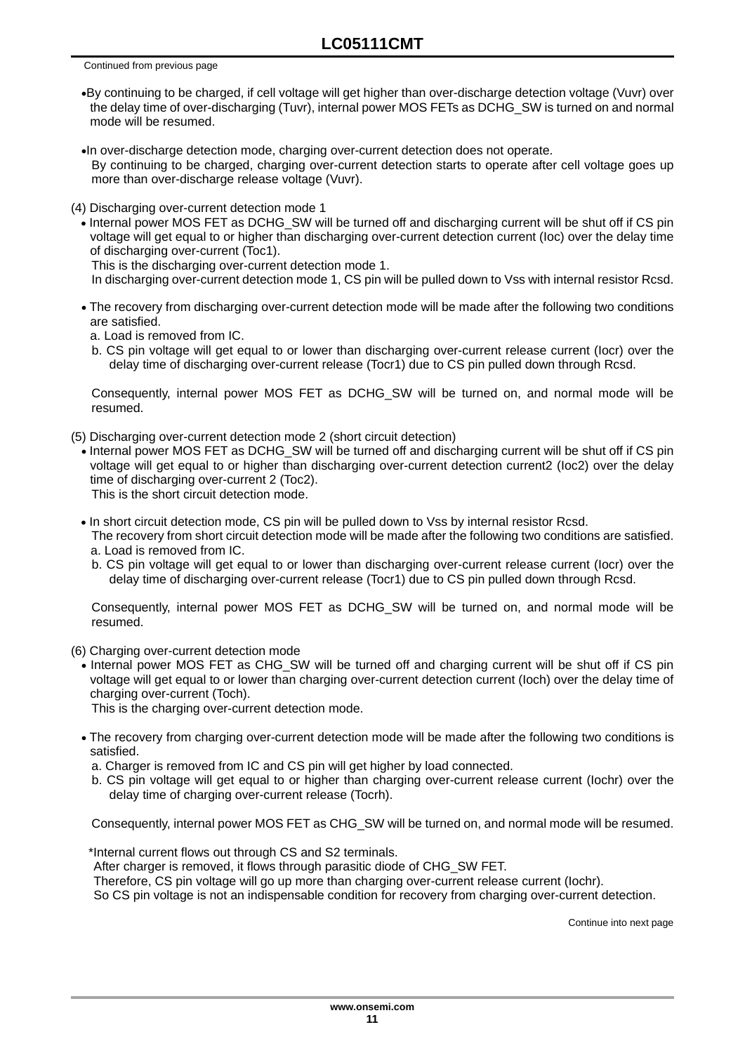Continued from previous page

- By continuing to be charged, if cell voltage will get higher than over-discharge detection voltage (Vuvr) over the delay time of over-discharging (Tuvr), internal power MOS FETs as DCHG_SW is turned on and normal mode will be resumed.
- In over-discharge detection mode, charging over-current detection does not operate.
  By continuing to be charged, charging over-current detection starts to operate after cell voltage goes up more than over-discharge release voltage (Vuvr).

(4) Discharging over-current detection mode 1

- Internal power MOS FET as DCHG_SW will be turned off and discharging current will be shut off if CS pin voltage will get equal to or higher than discharging over-current detection current (Ioc) over the delay time of discharging over-current (Toc1).
  This is the discharging over-current detection mode 1.
  In discharging over-current detection mode 1, CS pin will be pulled down to Vss with internal resistor Rcsd.
- The recovery from discharging over-current detection mode will be made after the following two conditions are satisfied.
  a. Load is removed from IC.
  b. CS pin voltage will get equal to or lower than discharging over-current release current (Iocr) over the delay time of discharging over-current release (Tocr1) due to CS pin pulled down through Rcsd.

  Consequently, internal power MOS FET as DCHG_SW will be turned on, and normal mode will be resumed.

(5) Discharging over-current detection mode 2 (short circuit detection)

- Internal power MOS FET as DCHG_SW will be turned off and discharging current will be shut off if CS pin voltage will get equal to or higher than discharging over-current detection current2 (Ioc2) over the delay time of discharging over-current 2 (Toc2).
  This is the short circuit detection mode.
- In short circuit detection mode, CS pin will be pulled down to Vss by internal resistor Rcsd.
  The recovery from short circuit detection mode will be made after the following two conditions are satisfied.
  a. Load is removed from IC.
  b. CS pin voltage will get equal to or lower than discharging over-current release current (Iocr) over the delay time of discharging over-current release (Tocr1) due to CS pin pulled down through Rcsd.

  Consequently, internal power MOS FET as DCHG_SW will be turned on, and normal mode will be resumed.

(6) Charging over-current detection mode

- Internal power MOS FET as CHG_SW will be turned off and charging current will be shut off if CS pin voltage will get equal to or lower than charging over-current detection current (Ioch) over the delay time of charging over-current (Toch).
  This is the charging over-current detection mode.
- The recovery from charging over-current detection mode will be made after the following two conditions is satisfied.
  a. Charger is removed from IC and CS pin will get higher by load connected.
  b. CS pin voltage will get equal to or higher than charging over-current release current (Iochr) over the delay time of charging over-current release (Tocrh).

  Consequently, internal power MOS FET as CHG_SW will be turned on, and normal mode will be resumed.

  *Internal current flows out through CS and S2 terminals.
  After charger is removed, it flows through parasitic diode of CHG_SW FET.
  Therefore, CS pin voltage will go up more than charging over-current release current (Iochr).
  So CS pin voltage is not an indispensable condition for recovery from charging over-current detection.

Continue into next page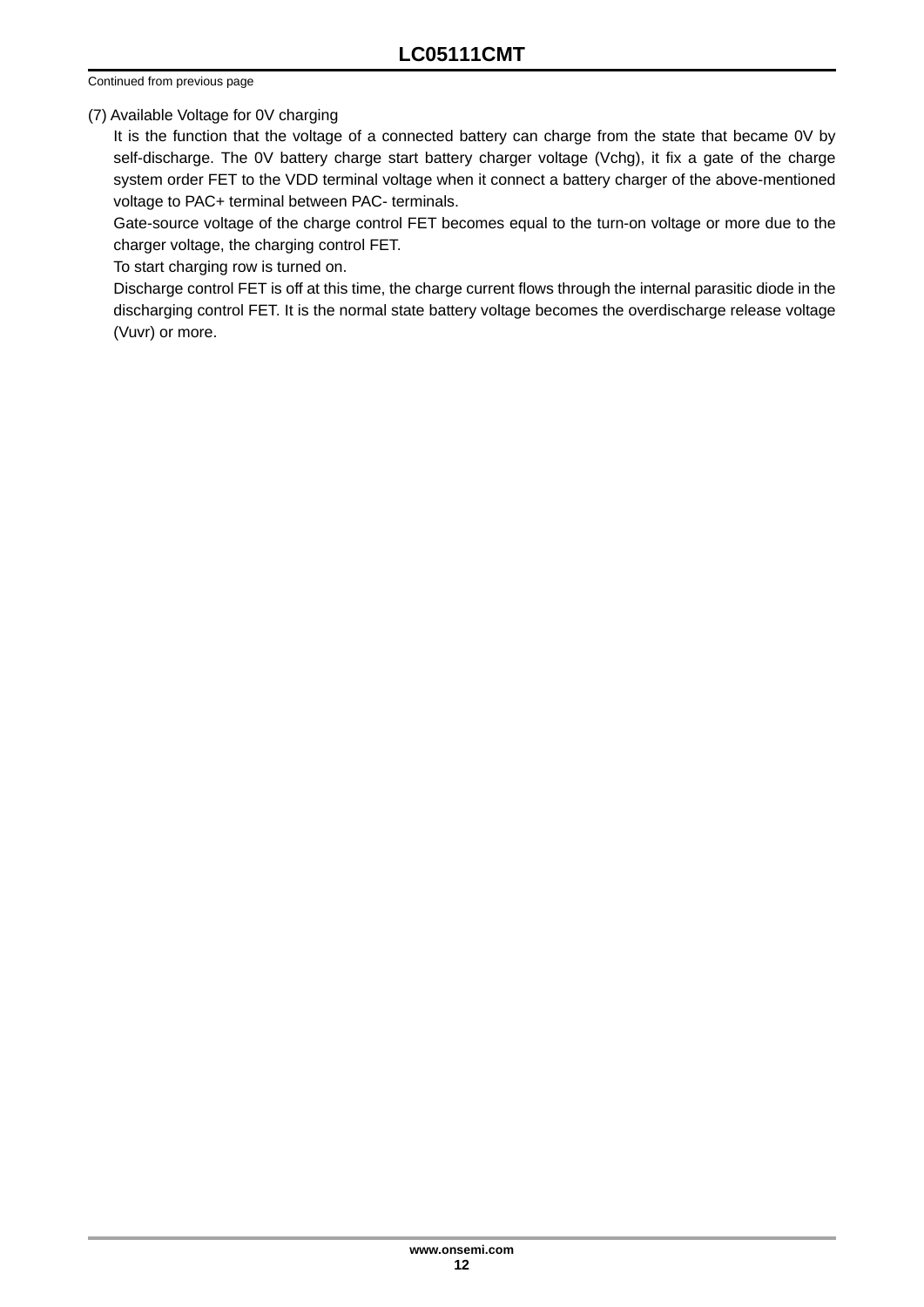Continued from previous page

(7) Available Voltage for 0V charging

It is the function that the voltage of a connected battery can charge from the state that became 0V by self-discharge. The 0V battery charge start battery charger voltage (Vchg), it fix a gate of the charge system order FET to the VDD terminal voltage when it connect a battery charger of the above-mentioned voltage to PAC+ terminal between PAC- terminals.

Gate-source voltage of the charge control FET becomes equal to the turn-on voltage or more due to the charger voltage, the charging control FET.

To start charging row is turned on.

Discharge control FET is off at this time, the charge current flows through the internal parasitic diode in the discharging control FET. It is the normal state battery voltage becomes the overdischarge release voltage (Vuvr) or more.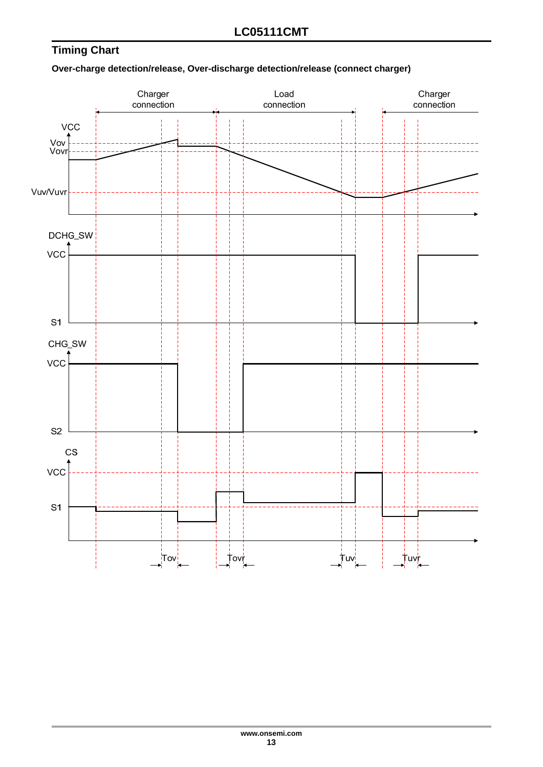## Timing Chart

**Over-charge detection/release, Over-discharge detection/release (connect charger)**

Charger connection　　Load connection　　Charger connection

VCC
Vov
Vovr
Vuv/Vuvr

DCHG_SW
VCC
S1

CHG_SW
VCC
S2

CS
VCC
S1

Tov　　Tovr　　Tuv　　Tuvr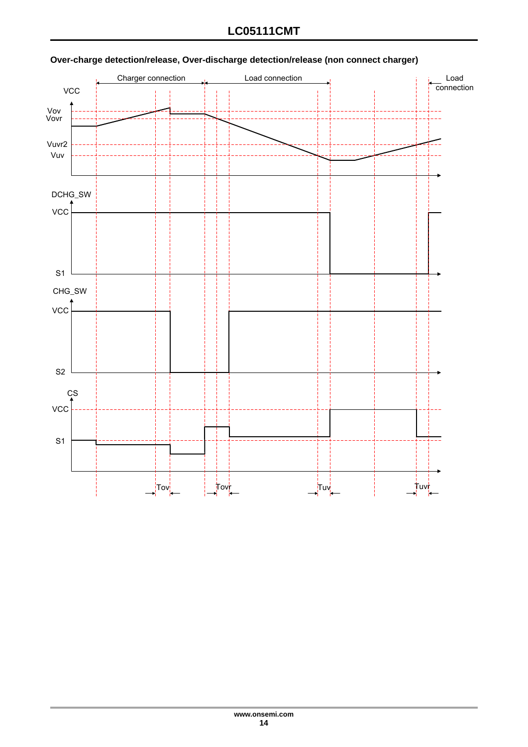**Over-charge detection/release, Over-discharge detection/release (non connect charger)**

Charger connection | Load connection | Load connection

VCC

Vov
Vovr

Vuvr2
Vuv

DCHG_SW

VCC

S1

CHG_SW

VCC

S2

CS

VCC

S1

Tov | Tovr | Tuv | Tuvr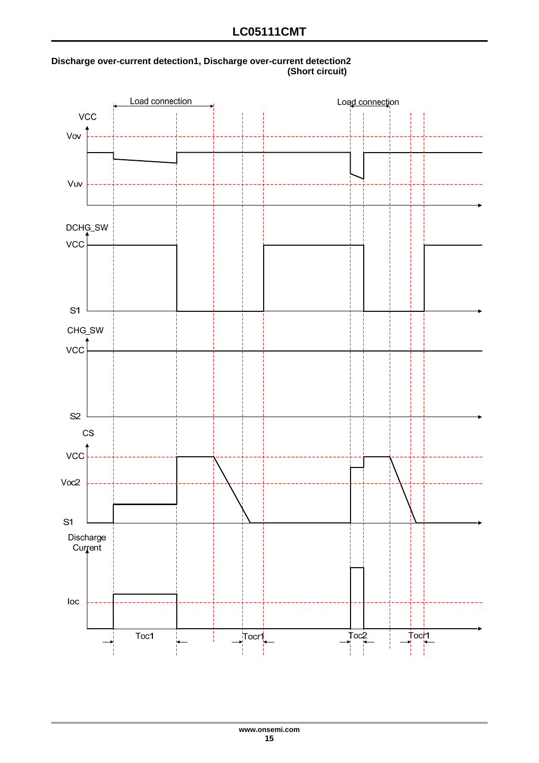**Discharge over-current detection1, Discharge over-current detection2 (Short circuit)**

Load connection

Load connection

VCC

Vov

Vuv

DCHG_SW

VCC

S1

CHG_SW

VCC

S2

CS

VCC

Voc2

S1

Discharge Current

Ioc

Toc1

Tocr1

Toc2

Tocr1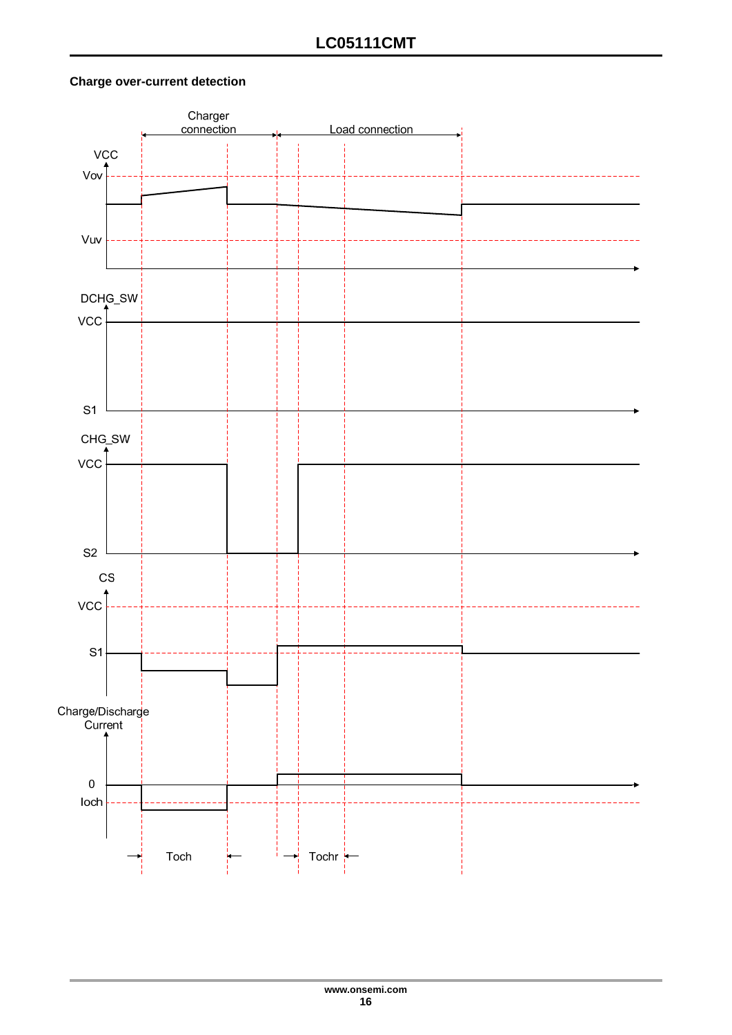**Charge over-current detection**

Charger connection

Load connection

VCC

Vov

Vuv

DCHG_SW

VCC

S1

CHG_SW

VCC

S2

CS

VCC

S1

Charge/Discharge Current

0

Ioch

Toch

Tochr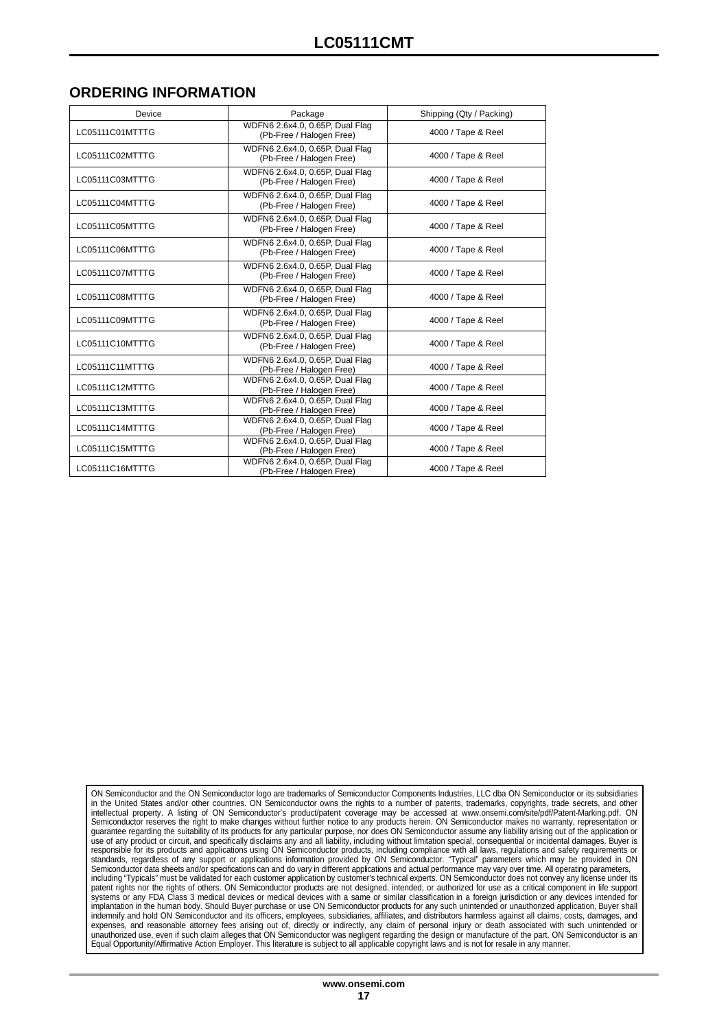## ORDERING INFORMATION

| Device | Package | Shipping (Qty / Packing) |
|---|---|---|
| LC05111C01MTTTG | WDFN6 2.6x4.0, 0.65P, Dual Flag (Pb-Free / Halogen Free) | 4000 / Tape & Reel |
| LC05111C02MTTTG | WDFN6 2.6x4.0, 0.65P, Dual Flag (Pb-Free / Halogen Free) | 4000 / Tape & Reel |
| LC05111C03MTTTG | WDFN6 2.6x4.0, 0.65P, Dual Flag (Pb-Free / Halogen Free) | 4000 / Tape & Reel |
| LC05111C04MTTTG | WDFN6 2.6x4.0, 0.65P, Dual Flag (Pb-Free / Halogen Free) | 4000 / Tape & Reel |
| LC05111C05MTTTG | WDFN6 2.6x4.0, 0.65P, Dual Flag (Pb-Free / Halogen Free) | 4000 / Tape & Reel |
| LC05111C06MTTTG | WDFN6 2.6x4.0, 0.65P, Dual Flag (Pb-Free / Halogen Free) | 4000 / Tape & Reel |
| LC05111C07MTTTG | WDFN6 2.6x4.0, 0.65P, Dual Flag (Pb-Free / Halogen Free) | 4000 / Tape & Reel |
| LC05111C08MTTTG | WDFN6 2.6x4.0, 0.65P, Dual Flag (Pb-Free / Halogen Free) | 4000 / Tape & Reel |
| LC05111C09MTTTG | WDFN6 2.6x4.0, 0.65P, Dual Flag (Pb-Free / Halogen Free) | 4000 / Tape & Reel |
| LC05111C10MTTTG | WDFN6 2.6x4.0, 0.65P, Dual Flag (Pb-Free / Halogen Free) | 4000 / Tape & Reel |
| LC05111C11MTTTG | WDFN6 2.6x4.0, 0.65P, Dual Flag (Pb-Free / Halogen Free) | 4000 / Tape & Reel |
| LC05111C12MTTTG | WDFN6 2.6x4.0, 0.65P, Dual Flag (Pb-Free / Halogen Free) | 4000 / Tape & Reel |
| LC05111C13MTTTG | WDFN6 2.6x4.0, 0.65P, Dual Flag (Pb-Free / Halogen Free) | 4000 / Tape & Reel |
| LC05111C14MTTTG | WDFN6 2.6x4.0, 0.65P, Dual Flag (Pb-Free / Halogen Free) | 4000 / Tape & Reel |
| LC05111C15MTTTG | WDFN6 2.6x4.0, 0.65P, Dual Flag (Pb-Free / Halogen Free) | 4000 / Tape & Reel |
| LC05111C16MTTTG | WDFN6 2.6x4.0, 0.65P, Dual Flag (Pb-Free / Halogen Free) | 4000 / Tape & Reel |

ON Semiconductor and the ON Semiconductor logo are trademarks of Semiconductor Components Industries, LLC dba ON Semiconductor or its subsidiaries in the United States and/or other countries. ON Semiconductor owns the rights to a number of patents, trademarks, copyrights, trade secrets, and other intellectual property. A listing of ON Semiconductor's product/patent coverage may be accessed at www.onsemi.com/site/pdf/Patent-Marking.pdf. ON Semiconductor reserves the right to make changes without further notice to any products herein. ON Semiconductor makes no warranty, representation or guarantee regarding the suitability of its products for any particular purpose, nor does ON Semiconductor assume any liability arising out of the application or use of any product or circuit, and specifically disclaims any and all liability, including without limitation special, consequential or incidental damages. Buyer is responsible for its products and applications using ON Semiconductor products, including compliance with all laws, regulations and safety requirements or standards, regardless of any support or applications information provided by ON Semiconductor. "Typical" parameters which may be provided in ON Semiconductor data sheets and/or specifications can and do vary in different applications and actual performance may vary over time. All operating parameters, including "Typicals" must be validated for each customer application by customer's technical experts. ON Semiconductor does not convey any license under its patent rights nor the rights of others. ON Semiconductor products are not designed, intended, or authorized for use as a critical component in life support systems or any FDA Class 3 medical devices or medical devices with a same or similar classification in a foreign jurisdiction or any devices intended for implantation in the human body. Should Buyer purchase or use ON Semiconductor products for any such unintended or unauthorized application, Buyer shall indemnify and hold ON Semiconductor and its officers, employees, subsidiaries, affiliates, and distributors harmless against all claims, costs, damages, and expenses, and reasonable attorney fees arising out of, directly or indirectly, any claim of personal injury or death associated with such unintended or unauthorized use, even if such claim alleges that ON Semiconductor was negligent regarding the design or manufacture of the part. ON Semiconductor is an Equal Opportunity/Affirmative Action Employer. This literature is subject to all applicable copyright laws and is not for resale in any manner.